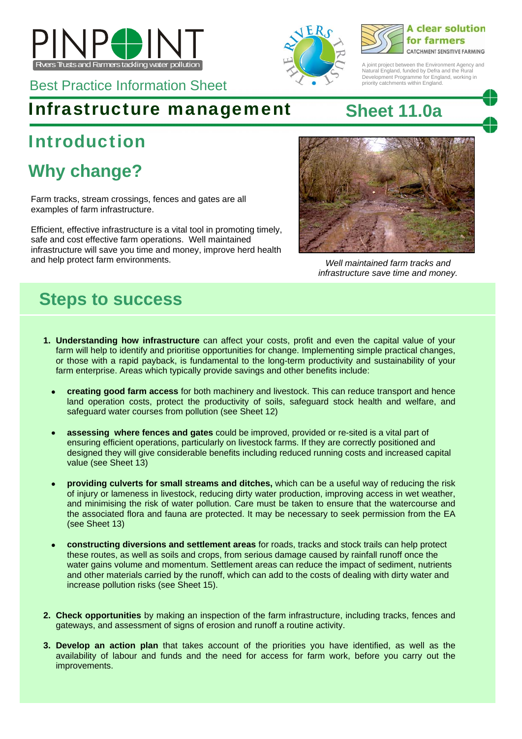PINPOINT

Rivers Trusts and Farmers tackling water pollution

Best Practice Information Sheet

A clear solution for farmers
CATCHMENT SENSITIVE FARMING

A joint project between the Environment Agency and Natural England, funded by Defra and the Rural Development Programme for England, working in priority catchments within England.

# Infrastructure management

## Sheet 11.0a

# Introduction

## Why change?

Farm tracks, stream crossings, fences and gates are all examples of farm infrastructure.

Efficient, effective infrastructure is a vital tool in promoting timely, safe and cost effective farm operations. Well maintained infrastructure will save you time and money, improve herd health and help protect farm environments.

*Well maintained farm tracks and infrastructure save time and money.*

## Steps to success

1. **Understanding how infrastructure** can affect your costs, profit and even the capital value of your farm will help to identify and prioritise opportunities for change. Implementing simple practical changes, or those with a rapid payback, is fundamental to the long-term productivity and sustainability of your farm enterprise. Areas which typically provide savings and other benefits include:

   - **creating good farm access** for both machinery and livestock. This can reduce transport and hence land operation costs, protect the productivity of soils, safeguard stock health and welfare, and safeguard water courses from pollution (see Sheet 12)

   - **assessing where fences and gates** could be improved, provided or re-sited is a vital part of ensuring efficient operations, particularly on livestock farms. If they are correctly positioned and designed they will give considerable benefits including reduced running costs and increased capital value (see Sheet 13)

   - **providing culverts for small streams and ditches,** which can be a useful way of reducing the risk of injury or lameness in livestock, reducing dirty water production, improving access in wet weather, and minimising the risk of water pollution. Care must be taken to ensure that the watercourse and the associated flora and fauna are protected. It may be necessary to seek permission from the EA (see Sheet 13)

   - **constructing diversions and settlement areas** for roads, tracks and stock trails can help protect these routes, as well as soils and crops, from serious damage caused by rainfall runoff once the water gains volume and momentum. Settlement areas can reduce the impact of sediment, nutrients and other materials carried by the runoff, which can add to the costs of dealing with dirty water and increase pollution risks (see Sheet 15).

2. **Check opportunities** by making an inspection of the farm infrastructure, including tracks, fences and gateways, and assessment of signs of erosion and runoff a routine activity.

3. **Develop an action plan** that takes account of the priorities you have identified, as well as the availability of labour and funds and the need for access for farm work, before you carry out the improvements.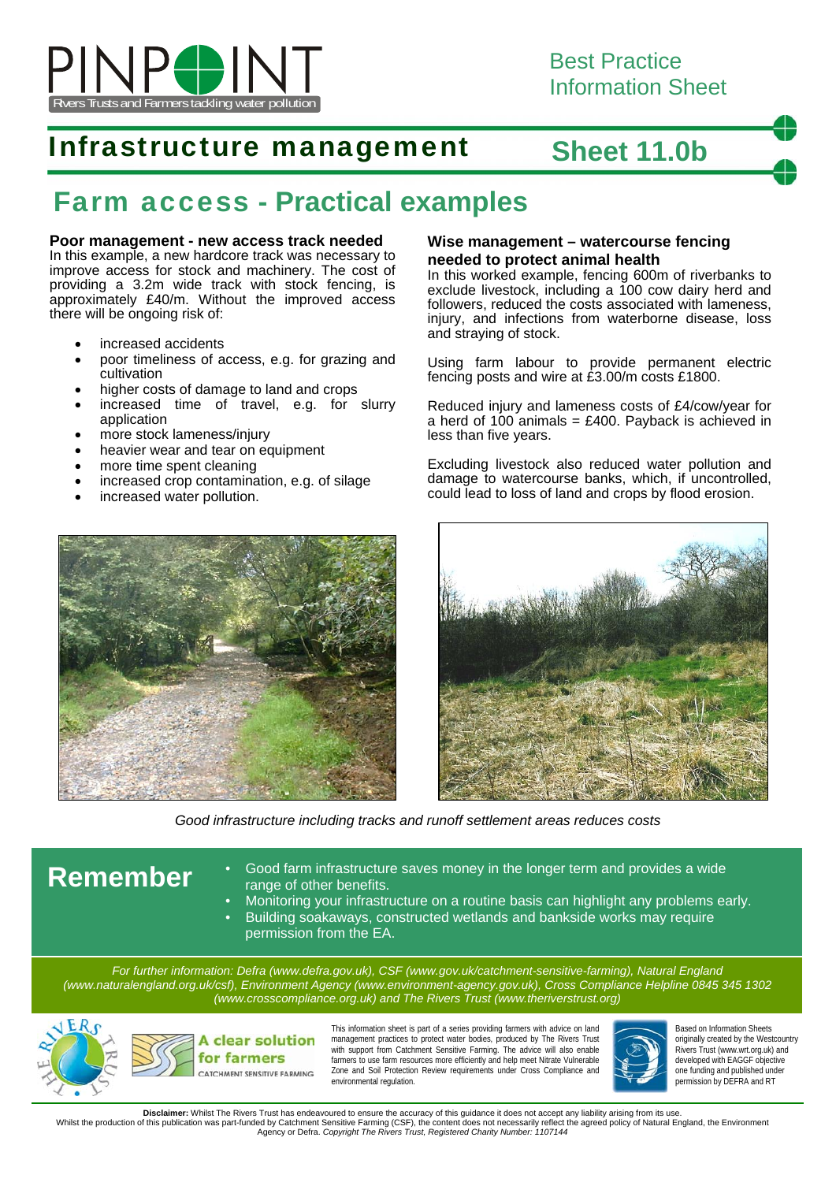Best Practice Information Sheet

# Infrastructure management

## Sheet 11.0b

# Farm access - Practical examples

### Poor management - new access track needed

In this example, a new hardcore track was necessary to improve access for stock and machinery. The cost of providing a 3.2m wide track with stock fencing, is approximately £40/m. Without the improved access there will be ongoing risk of:

- increased accidents
- poor timeliness of access, e.g. for grazing and cultivation
- higher costs of damage to land and crops
- increased time of travel, e.g. for slurry application
- more stock lameness/injury
- heavier wear and tear on equipment
- more time spent cleaning
- increased crop contamination, e.g. of silage
- increased water pollution.

### Wise management – watercourse fencing needed to protect animal health

In this worked example, fencing 600m of riverbanks to exclude livestock, including a 100 cow dairy herd and followers, reduced the costs associated with lameness, injury, and infections from waterborne disease, loss and straying of stock.

Using farm labour to provide permanent electric fencing posts and wire at £3.00/m costs £1800.

Reduced injury and lameness costs of £4/cow/year for a herd of 100 animals = £400. Payback is achieved in less than five years.

Excluding livestock also reduced water pollution and damage to watercourse banks, which, if uncontrolled, could lead to loss of land and crops by flood erosion.

*Good infrastructure including tracks and runoff settlement areas reduces costs*

## Remember

- Good farm infrastructure saves money in the longer term and provides a wide range of other benefits.
- Monitoring your infrastructure on a routine basis can highlight any problems early.
- Building soakaways, constructed wetlands and bankside works may require permission from the EA.

*For further information: Defra (www.defra.gov.uk), CSF (www.gov.uk/catchment-sensitive-farming), Natural England (www.naturalengland.org.uk/csf), Environment Agency (www.environment-agency.gov.uk), Cross Compliance Helpline 0845 345 1302 (www.crosscompliance.org.uk) and The Rivers Trust (www.theriverstrust.org)*

This information sheet is part of a series providing farmers with advice on land management practices to protect water bodies, produced by The Rivers Trust with support from Catchment Sensitive Farming. The advice will also enable farmers to use farm resources more efficiently and help meet Nitrate Vulnerable Zone and Soil Protection Review requirements under Cross Compliance and environmental regulation.

Based on Information Sheets originally created by the Westcountry Rivers Trust (www.wrt.org.uk) and developed with EAGGF objective one funding and published under permission by DEFRA and RT

**Disclaimer:** Whilst The Rivers Trust has endeavoured to ensure the accuracy of this guidance it does not accept any liability arising from its use.
Whilst the production of this publication was part-funded by Catchment Sensitive Farming (CSF), the content does not necessarily reflect the agreed policy of Natural England, the Environment Agency or Defra. *Copyright The Rivers Trust, Registered Charity Number: 1107144*